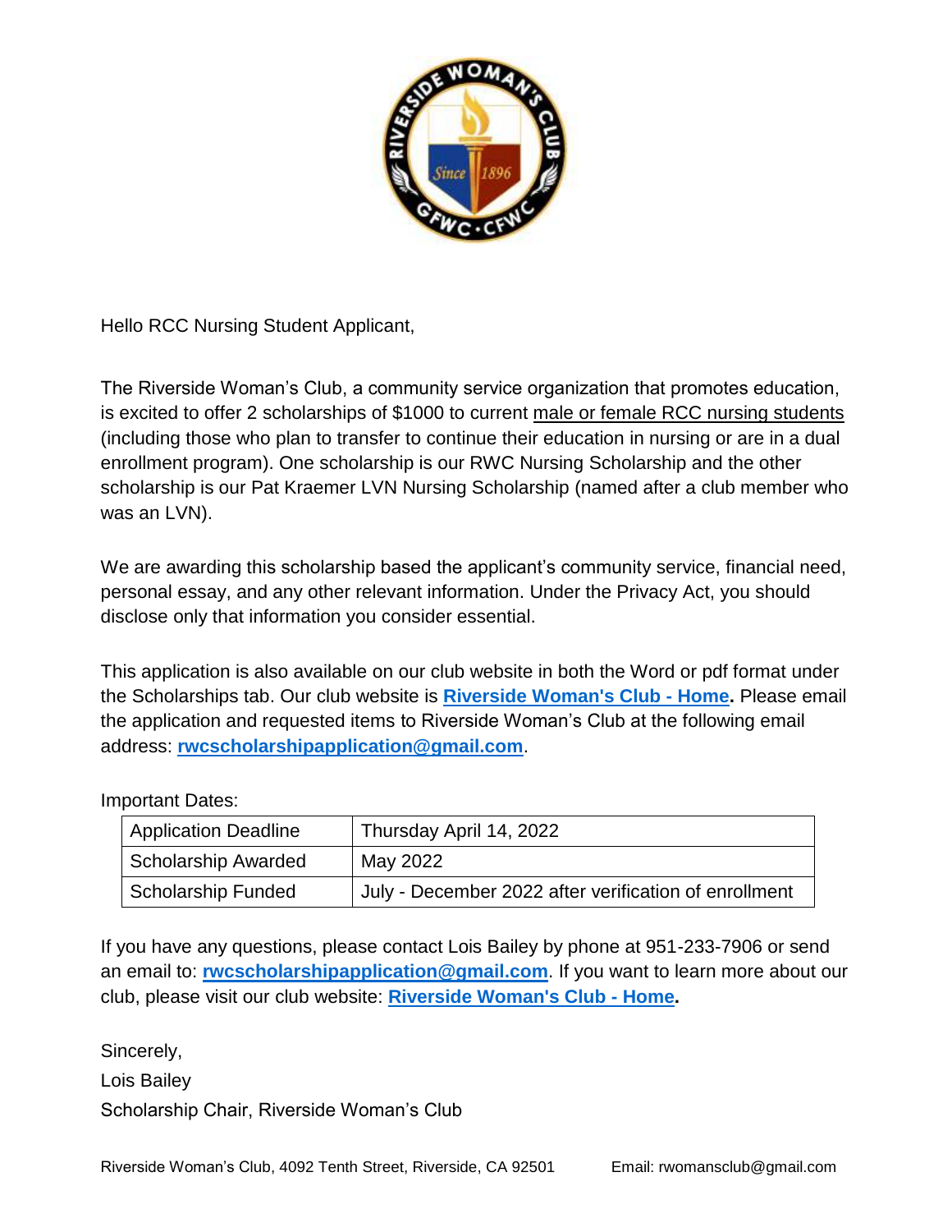Hello RCC Nursing Student Applicant,

The Riverside Woman's Club, a community service organization that promotes education, is excited to offer 2 scholarships of $1000 to current male or female RCC nursing students (including those who plan to transfer to continue their education in nursing or are in a dual enrollment program). One scholarship is our RWC Nursing Scholarship and the other scholarship is our Pat Kraemer LVN Nursing Scholarship (named after a club member who was an LVN).

We are awarding this scholarship based the applicant's community service, financial need, personal essay, and any other relevant information. Under the Privacy Act, you should disclose only that information you consider essential.

This application is also available on our club website in both the Word or pdf format under the Scholarships tab. Our club website is **Riverside Woman's Club - Home.** Please email the application and requested items to Riverside Woman's Club at the following email address: **rwcscholarshipapplication@gmail.com**.

Important Dates:

| | |
|---|---|
| Application Deadline | Thursday April 14, 2022 |
| Scholarship Awarded | May 2022 |
| Scholarship Funded | July - December 2022 after verification of enrollment |

If you have any questions, please contact Lois Bailey by phone at 951-233-7906 or send an email to: **rwcscholarshipapplication@gmail.com**. If you want to learn more about our club, please visit our club website: **Riverside Woman's Club - Home.**

Sincerely,

Lois Bailey

Scholarship Chair, Riverside Woman's Club

Riverside Woman's Club, 4092 Tenth Street, Riverside, CA 92501 Email: rwomansclub@gmail.com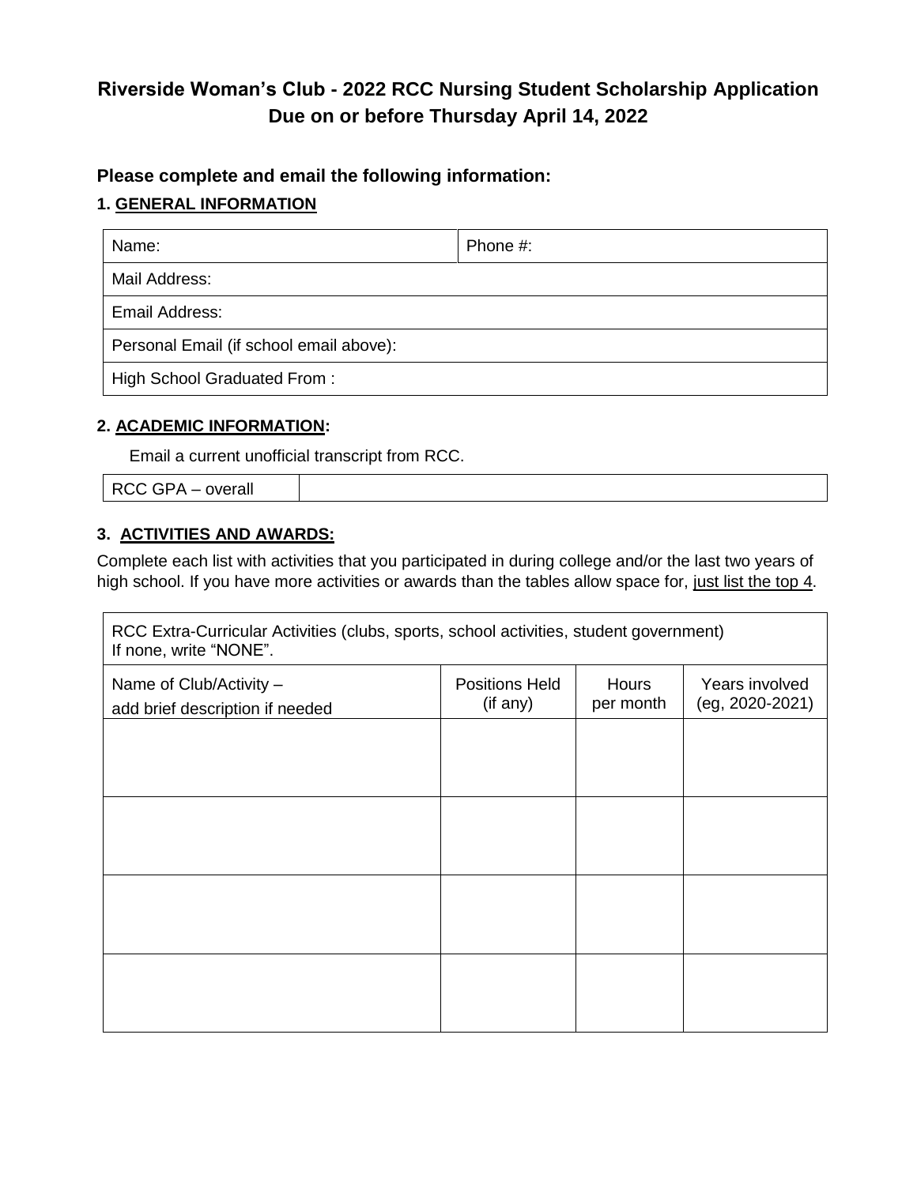# Riverside Woman's Club - 2022 RCC Nursing Student Scholarship Application
# Due on or before Thursday April 14, 2022

### Please complete and email the following information:

### 1. GENERAL INFORMATION

| Name: | Phone #: |
|---|---|
| Mail Address: | |
| Email Address: | |
| Personal Email (if school email above): | |
| High School Graduated From : | |

### 2. ACADEMIC INFORMATION:

Email a current unofficial transcript from RCC.

| RCC GPA – overall | |
|---|---|

### 3. ACTIVITIES AND AWARDS:

Complete each list with activities that you participated in during college and/or the last two years of high school. If you have more activities or awards than the tables allow space for, just list the top 4.

| RCC Extra-Curricular Activities (clubs, sports, school activities, student government) If none, write "NONE". | | | |
|---|---|---|---|
| Name of Club/Activity – add brief description if needed | Positions Held (if any) | Hours per month | Years involved (eg, 2020-2021) |
| | | | |
| | | | |
| | | | |
| | | | |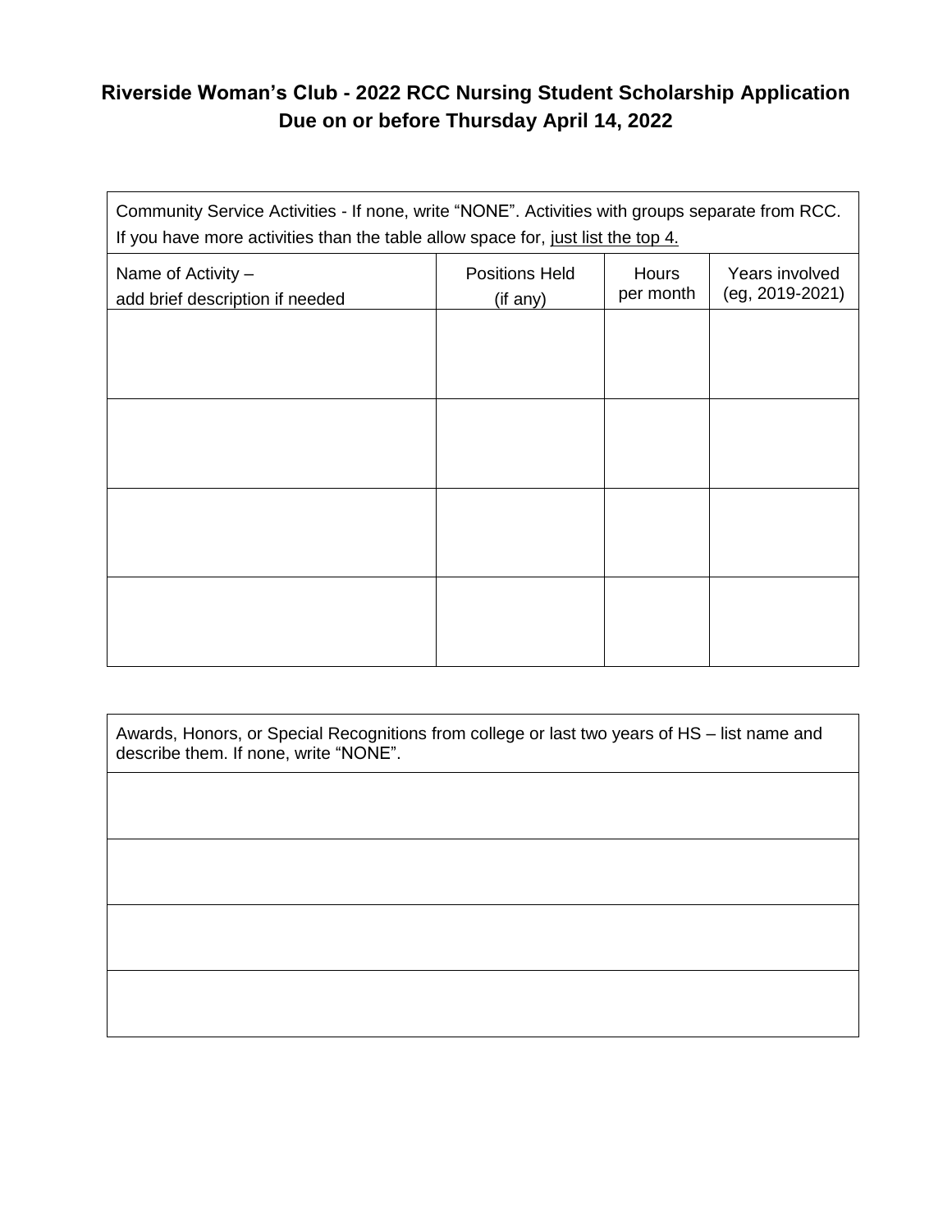**Riverside Woman's Club - 2022 RCC Nursing Student Scholarship Application**
**Due on or before Thursday April 14, 2022**

| Community Service Activities - If none, write "NONE". Activities with groups separate from RCC. If you have more activities than the table allow space for, <u>just list the top 4.</u> | | | |
|---|---|---|---|
| Name of Activity – add brief description if needed | Positions Held (if any) | Hours per month | Years involved (eg, 2019-2021) |
| | | | |
| | | | |
| | | | |
| | | | |

| Awards, Honors, or Special Recognitions from college or last two years of HS – list name and describe them. If none, write "NONE". |
|---|
| |
| |
| |
| |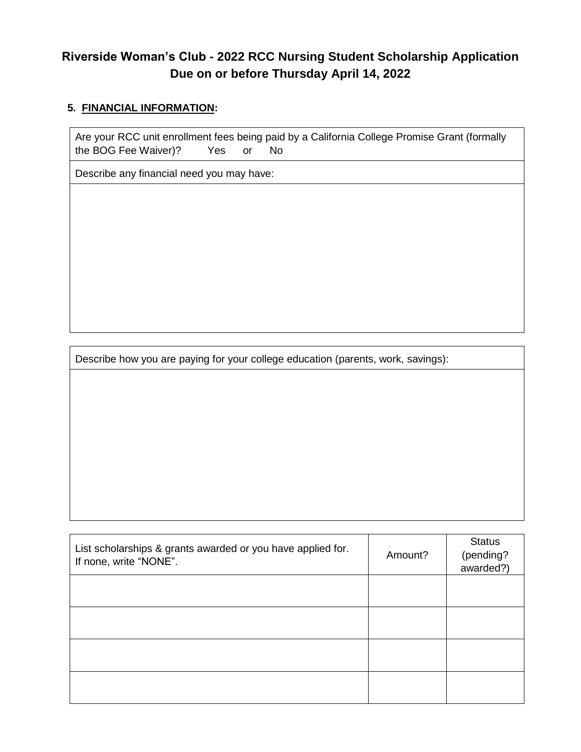# Riverside Woman's Club - 2022 RCC Nursing Student Scholarship Application
## Due on or before Thursday April 14, 2022

**5. FINANCIAL INFORMATION:**

| Are your RCC unit enrollment fees being paid by a California College Promise Grant (formally the BOG Fee Waiver)? Yes or No |
|---|
| Describe any financial need you may have: |
| |

| Describe how you are paying for your college education (parents, work, savings): |
|---|
| |

| List scholarships & grants awarded or you have applied for. If none, write "NONE". | Amount? | Status (pending? awarded?) |
|---|---|---|
| | | |
| | | |
| | | |
| | | |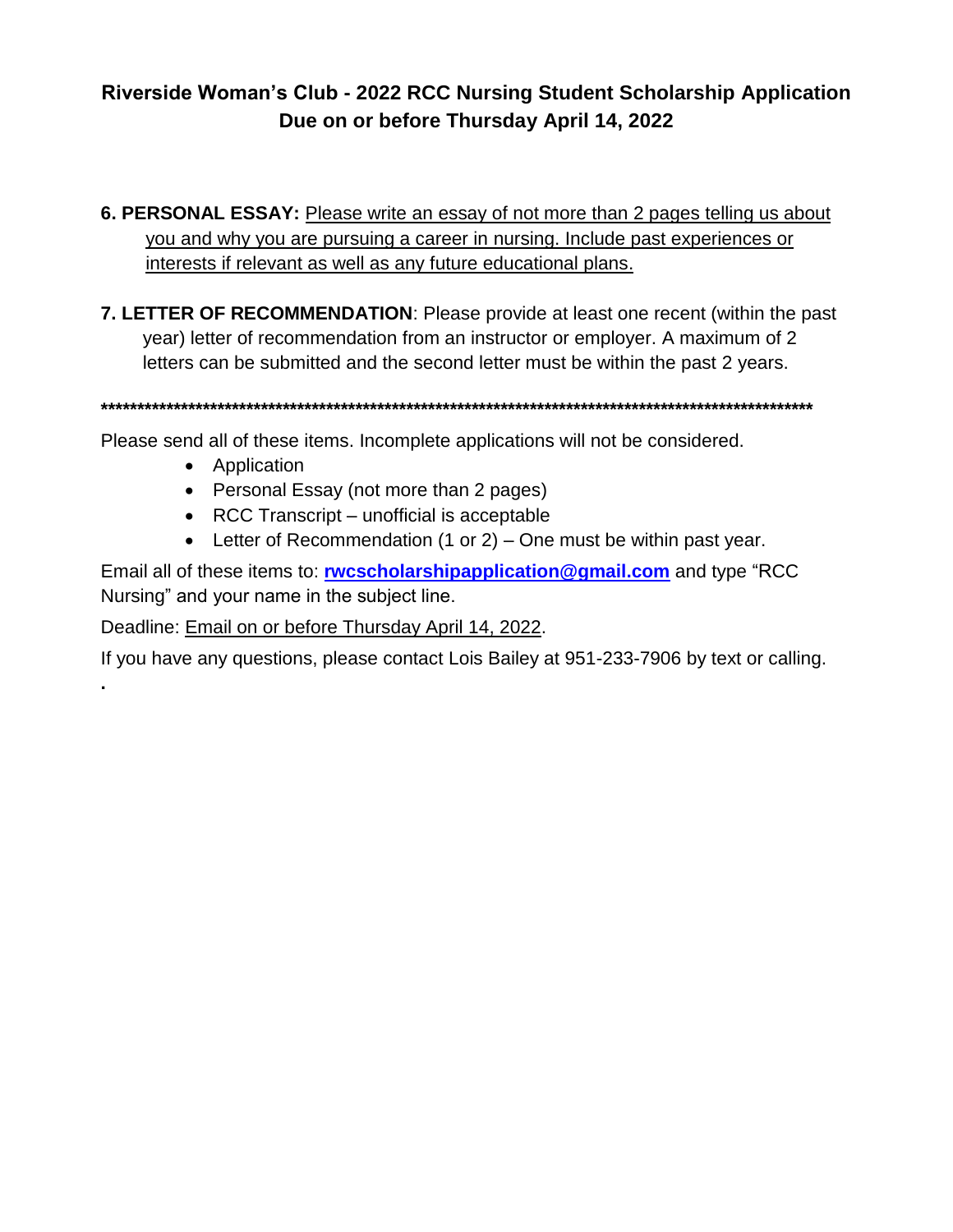**Riverside Woman's Club - 2022 RCC Nursing Student Scholarship Application**
**Due on or before Thursday April 14, 2022**

**6. PERSONAL ESSAY:** Please write an essay of not more than 2 pages telling us about you and why you are pursuing a career in nursing. Include past experiences or interests if relevant as well as any future educational plans.

**7. LETTER OF RECOMMENDATION**: Please provide at least one recent (within the past year) letter of recommendation from an instructor or employer. A maximum of 2 letters can be submitted and the second letter must be within the past 2 years.

**************************************************************************************************

Please send all of these items. Incomplete applications will not be considered.

- Application
- Personal Essay (not more than 2 pages)
- RCC Transcript – unofficial is acceptable
- Letter of Recommendation (1 or 2) – One must be within past year.

Email all of these items to: **rwcscholarshipapplication@gmail.com** and type "RCC Nursing" and your name in the subject line.

Deadline: Email on or before Thursday April 14, 2022.

If you have any questions, please contact Lois Bailey at 951-233-7906 by text or calling.

.